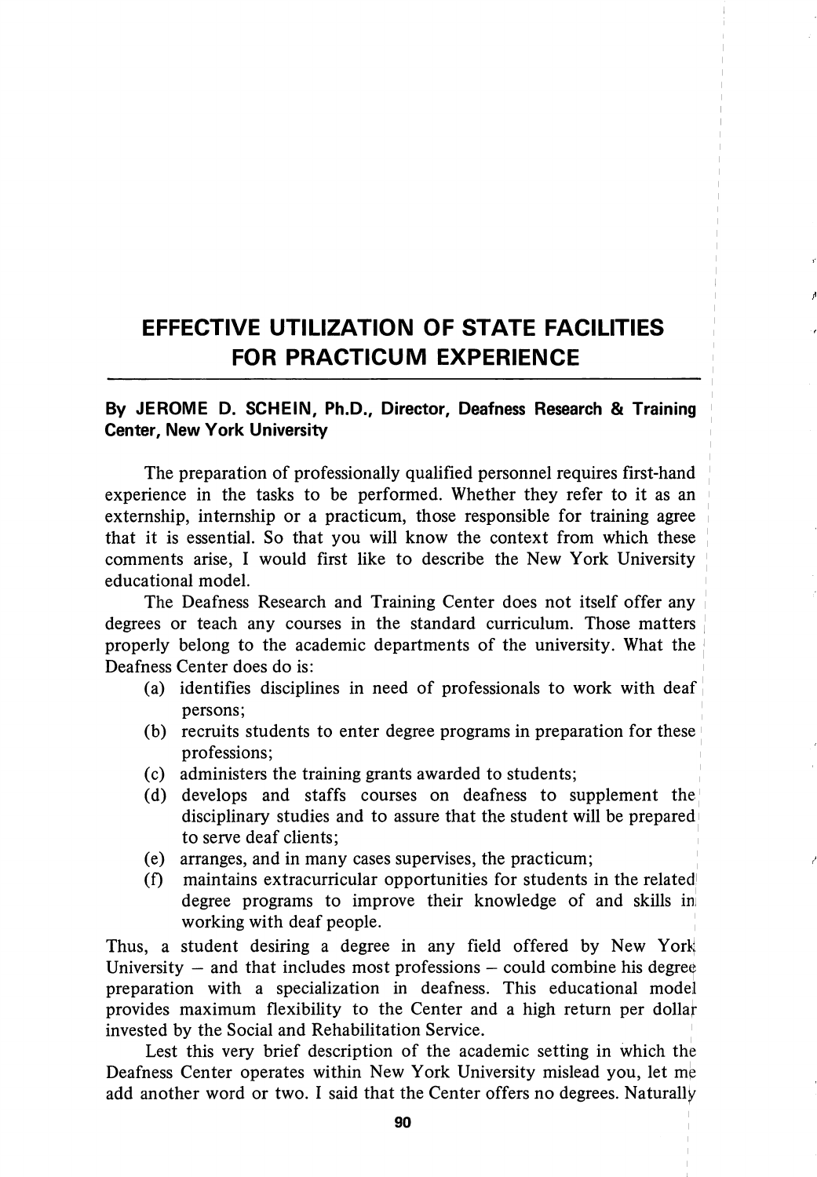# EFFECTIVE UTILIZATION OF STATE FACILITIES FOR PRACTICUM EXPERIENCE

**By JEROME D. SCHEIN, Ph.D., Director, Deafness Research & Training Center, New York University**

The preparation of professionally qualified personnel requires first-hand experience in the tasks to be performed. Whether they refer to it as an externship, internship or a practicum, those responsible for training agree that it is essential. So that you will know the context from which these comments arise, I would first like to describe the New York University educational model.

The Deafness Research and Training Center does not itself offer any degrees or teach any courses in the standard curriculum. Those matters properly belong to the academic departments of the university. What the Deafness Center does do is:

- (a) identifies disciplines in need of professionals to work with deaf persons;
- (b) recruits students to enter degree programs in preparation for these professions;
- (c) administers the training grants awarded to students;
- (d) develops and staffs courses on deafness to supplement the disciplinary studies and to assure that the student will be prepared to serve deaf clients;
- (e) arranges, and in many cases supervises, the practicum;
- (f) maintains extracurricular opportunities for students in the related degree programs to improve their knowledge of and skills in working with deaf people.

Thus, a student desiring a degree in any field offered by New York University – and that includes most professions – could combine his degree preparation with a specialization in deafness. This educational model provides maximum flexibility to the Center and a high return per dollar invested by the Social and Rehabilitation Service.

Lest this very brief description of the academic setting in which the Deafness Center operates within New York University mislead you, let me add another word or two. I said that the Center offers no degrees. Naturally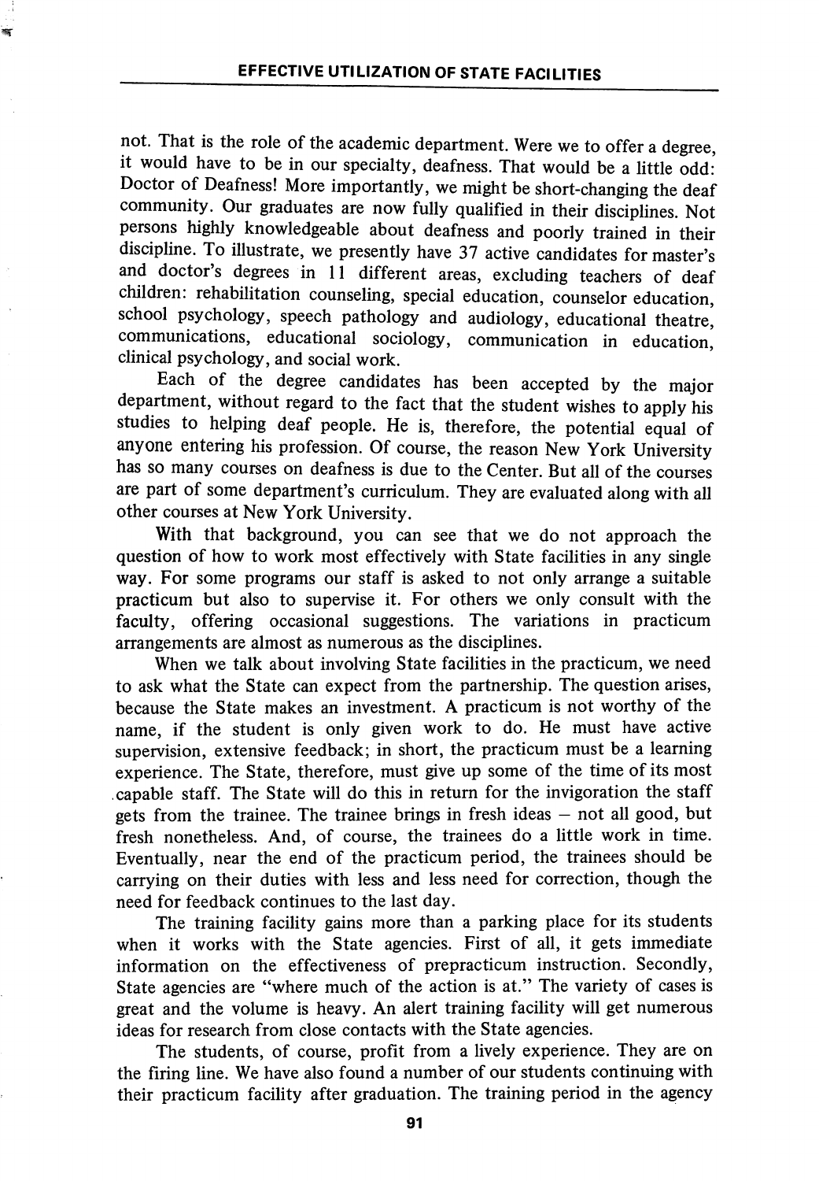not. That is the role of the academic department. Were we to offer a degree, it would have to be in our specialty, deafness. That would be a little odd: Doctor of Deafness! More importantly, we might be short-changing the deaf community. Our graduates are now fully qualified in their disciplines. Not persons highly knowledgeable about deafness and poorly trained in their discipline. To illustrate, we presently have 37 active candidates for master's and doctor's degrees in 11 different areas, excluding teachers of deaf children: rehabilitation counseling, special education, counselor education, school psychology, speech pathology and audiology, educational theatre, communications, educational sociology, communication in education, clinical psychology, and social work.

Each of the degree candidates has been accepted by the major department, without regard to the fact that the student wishes to apply his studies to helping deaf people. He is, therefore, the potential equal of anyone entering his profession. Of course, the reason New York University has so many courses on deafness is due to the Center. But all of the courses are part of some department's curriculum. They are evaluated along with all other courses at New York University.

With that background, you can see that we do not approach the question of how to work most effectively with State facilities in any single way. For some programs our staff is asked to not only arrange a suitable practicum but also to supervise it. For others we only consult with the faculty, offering occasional suggestions. The variations in practicum arrangements are almost as numerous as the disciplines.

When we talk about involving State facilities in the practicum, we need to ask what the State can expect from the partnership. The question arises, because the State makes an investment. A practicum is not worthy of the name, if the student is only given work to do. He must have active supervision, extensive feedback; in short, the practicum must be a learning experience. The State, therefore, must give up some of the time of its most capable staff. The State will do this in return for the invigoration the staff gets from the trainee. The trainee brings in fresh ideas – not all good, but fresh nonetheless. And, of course, the trainees do a little work in time. Eventually, near the end of the practicum period, the trainees should be carrying on their duties with less and less need for correction, though the need for feedback continues to the last day.

The training facility gains more than a parking place for its students when it works with the State agencies. First of all, it gets immediate information on the effectiveness of prepracticum instruction. Secondly, State agencies are "where much of the action is at." The variety of cases is great and the volume is heavy. An alert training facility will get numerous ideas for research from close contacts with the State agencies.

The students, of course, profit from a lively experience. They are on the firing line. We have also found a number of our students continuing with their practicum facility after graduation. The training period in the agency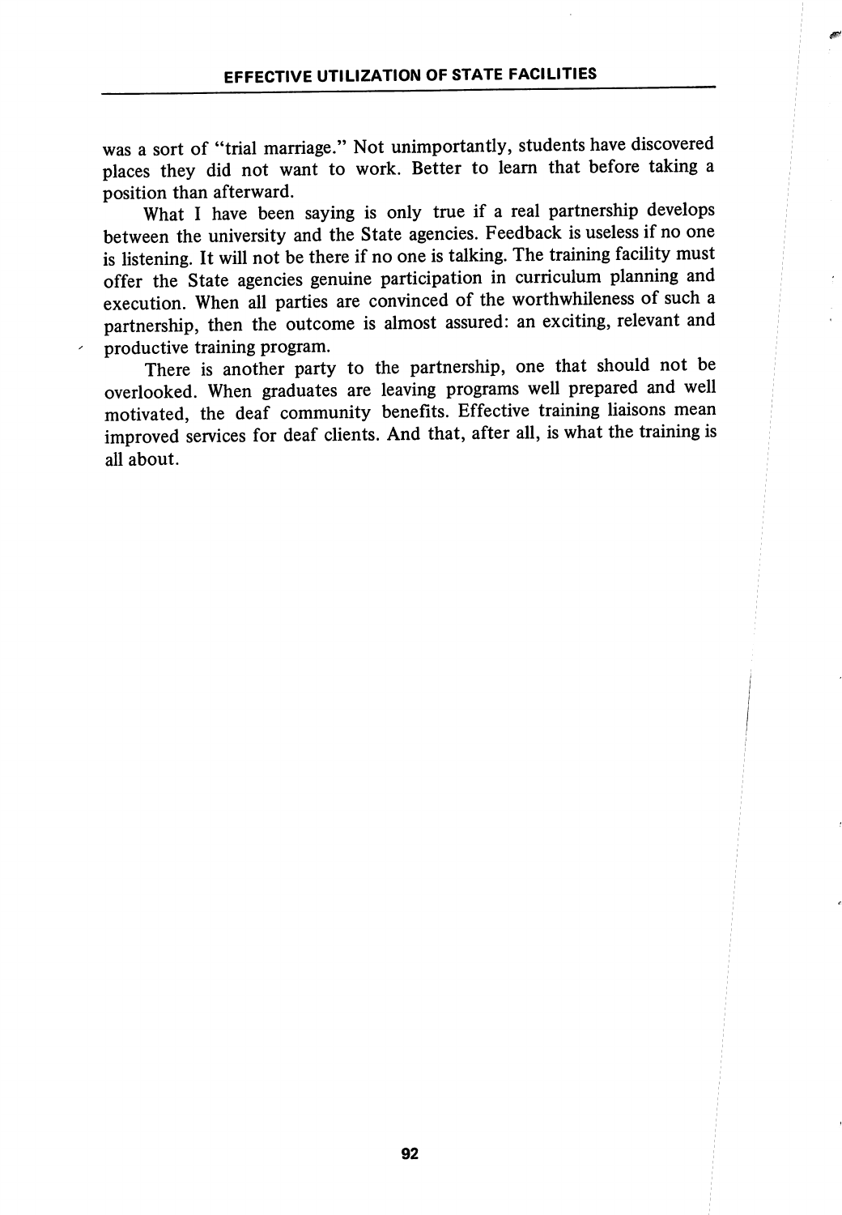was a sort of "trial marriage." Not unimportantly, students have discovered places they did not want to work. Better to learn that before taking a position than afterward.

What I have been saying is only true if a real partnership develops between the university and the State agencies. Feedback is useless if no one is listening. It will not be there if no one is talking. The training facility must offer the State agencies genuine participation in curriculum planning and execution. When all parties are convinced of the worthwhileness of such a partnership, then the outcome is almost assured: an exciting, relevant and productive training program.

There is another party to the partnership, one that should not be overlooked. When graduates are leaving programs well prepared and well motivated, the deaf community benefits. Effective training liaisons mean improved services for deaf clients. And that, after all, is what the training is all about.